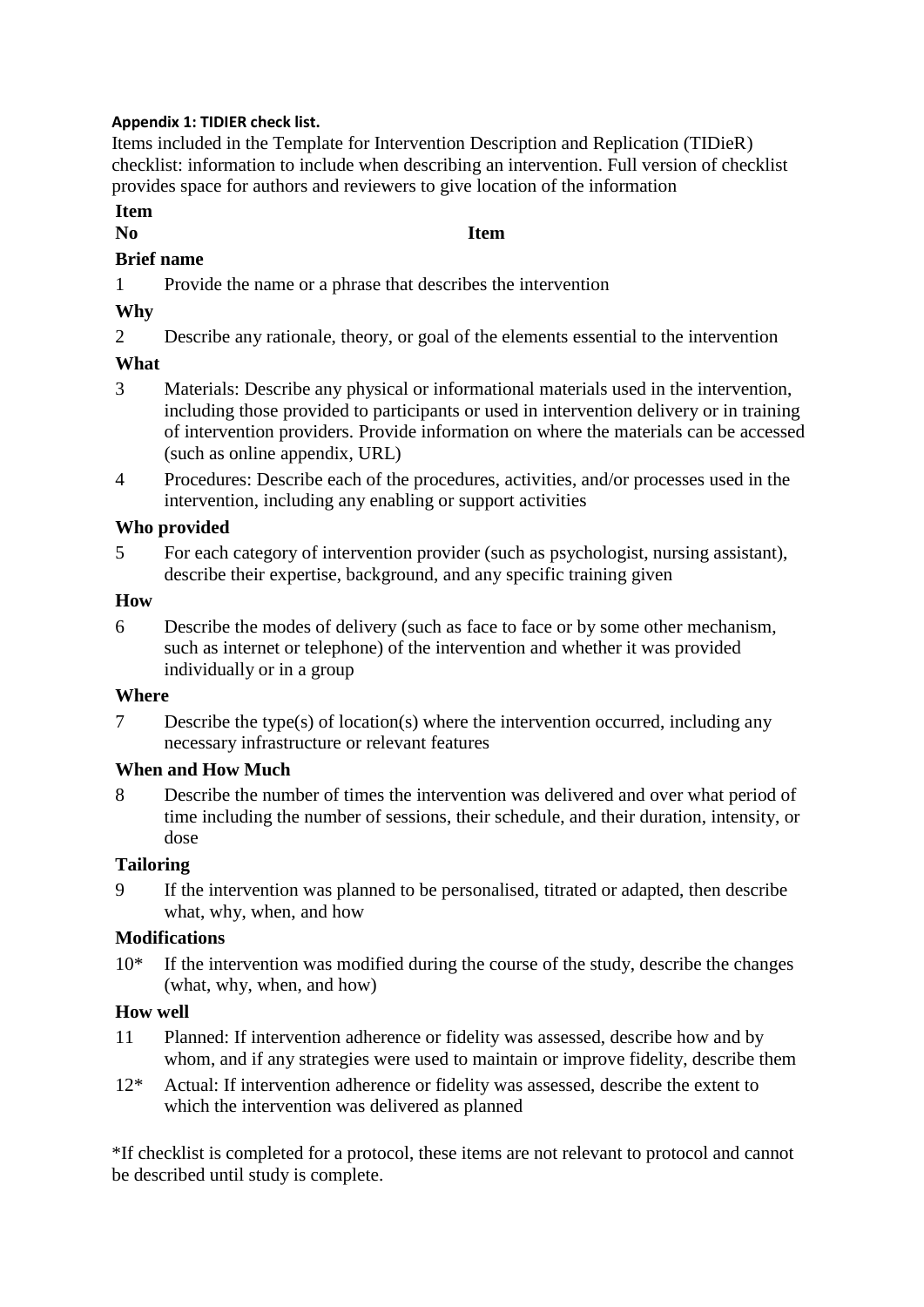**Appendix 1: TIDIER check list.**

Items included in the Template for Intervention Description and Replication (TIDieR) checklist: information to include when describing an intervention. Full version of checklist provides space for authors and reviewers to give location of the information

| Item No | Item |
| --- | --- |
| **Brief name** | |
| 1 | Provide the name or a phrase that describes the intervention |
| **Why** | |
| 2 | Describe any rationale, theory, or goal of the elements essential to the intervention |
| **What** | |
| 3 | Materials: Describe any physical or informational materials used in the intervention, including those provided to participants or used in intervention delivery or in training of intervention providers. Provide information on where the materials can be accessed (such as online appendix, URL) |
| 4 | Procedures: Describe each of the procedures, activities, and/or processes used in the intervention, including any enabling or support activities |
| **Who provided** | |
| 5 | For each category of intervention provider (such as psychologist, nursing assistant), describe their expertise, background, and any specific training given |
| **How** | |
| 6 | Describe the modes of delivery (such as face to face or by some other mechanism, such as internet or telephone) of the intervention and whether it was provided individually or in a group |
| **Where** | |
| 7 | Describe the type(s) of location(s) where the intervention occurred, including any necessary infrastructure or relevant features |
| **When and How Much** | |
| 8 | Describe the number of times the intervention was delivered and over what period of time including the number of sessions, their schedule, and their duration, intensity, or dose |
| **Tailoring** | |
| 9 | If the intervention was planned to be personalised, titrated or adapted, then describe what, why, when, and how |
| **Modifications** | |
| 10* | If the intervention was modified during the course of the study, describe the changes (what, why, when, and how) |
| **How well** | |
| 11 | Planned: If intervention adherence or fidelity was assessed, describe how and by whom, and if any strategies were used to maintain or improve fidelity, describe them |
| 12* | Actual: If intervention adherence or fidelity was assessed, describe the extent to which the intervention was delivered as planned |

*If checklist is completed for a protocol, these items are not relevant to protocol and cannot be described until study is complete.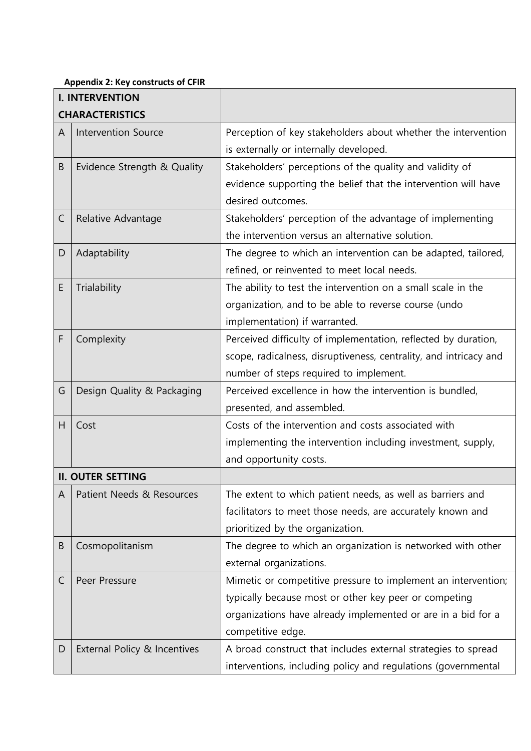**Appendix 2: Key constructs of CFIR**

| | | |
|---|---|---|
| **I. INTERVENTION CHARACTERISTICS** | | |
| A | Intervention Source | Perception of key stakeholders about whether the intervention is externally or internally developed. |
| B | Evidence Strength & Quality | Stakeholders' perceptions of the quality and validity of evidence supporting the belief that the intervention will have desired outcomes. |
| C | Relative Advantage | Stakeholders' perception of the advantage of implementing the intervention versus an alternative solution. |
| D | Adaptability | The degree to which an intervention can be adapted, tailored, refined, or reinvented to meet local needs. |
| E | Trialability | The ability to test the intervention on a small scale in the organization, and to be able to reverse course (undo implementation) if warranted. |
| F | Complexity | Perceived difficulty of implementation, reflected by duration, scope, radicalness, disruptiveness, centrality, and intricacy and number of steps required to implement. |
| G | Design Quality & Packaging | Perceived excellence in how the intervention is bundled, presented, and assembled. |
| H | Cost | Costs of the intervention and costs associated with implementing the intervention including investment, supply, and opportunity costs. |
| **II. OUTER SETTING** | | |
| A | Patient Needs & Resources | The extent to which patient needs, as well as barriers and facilitators to meet those needs, are accurately known and prioritized by the organization. |
| B | Cosmopolitanism | The degree to which an organization is networked with other external organizations. |
| C | Peer Pressure | Mimetic or competitive pressure to implement an intervention; typically because most or other key peer or competing organizations have already implemented or are in a bid for a competitive edge. |
| D | External Policy & Incentives | A broad construct that includes external strategies to spread interventions, including policy and regulations (governmental |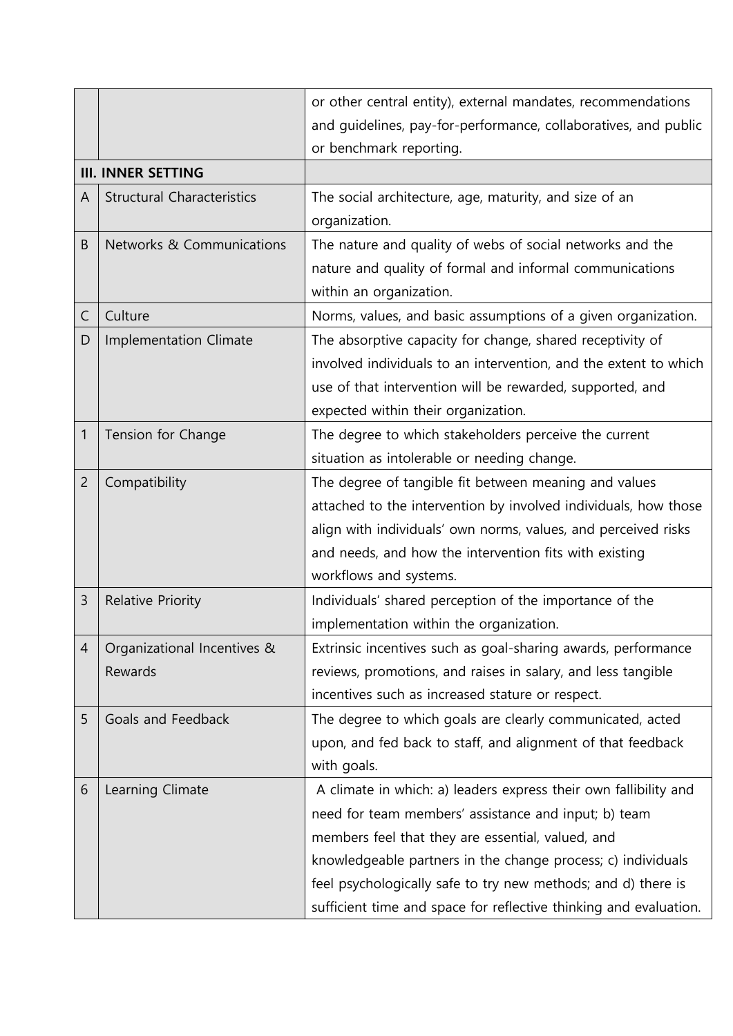| | | |
|---|---|---|
| | | or other central entity), external mandates, recommendations and guidelines, pay-for-performance, collaboratives, and public or benchmark reporting. |
| **III. INNER SETTING** | | |
| A | Structural Characteristics | The social architecture, age, maturity, and size of an organization. |
| B | Networks & Communications | The nature and quality of webs of social networks and the nature and quality of formal and informal communications within an organization. |
| C | Culture | Norms, values, and basic assumptions of a given organization. |
| D | Implementation Climate | The absorptive capacity for change, shared receptivity of involved individuals to an intervention, and the extent to which use of that intervention will be rewarded, supported, and expected within their organization. |
| 1 | Tension for Change | The degree to which stakeholders perceive the current situation as intolerable or needing change. |
| 2 | Compatibility | The degree of tangible fit between meaning and values attached to the intervention by involved individuals, how those align with individuals' own norms, values, and perceived risks and needs, and how the intervention fits with existing workflows and systems. |
| 3 | Relative Priority | Individuals' shared perception of the importance of the implementation within the organization. |
| 4 | Organizational Incentives & Rewards | Extrinsic incentives such as goal-sharing awards, performance reviews, promotions, and raises in salary, and less tangible incentives such as increased stature or respect. |
| 5 | Goals and Feedback | The degree to which goals are clearly communicated, acted upon, and fed back to staff, and alignment of that feedback with goals. |
| 6 | Learning Climate | A climate in which: a) leaders express their own fallibility and need for team members' assistance and input; b) team members feel that they are essential, valued, and knowledgeable partners in the change process; c) individuals feel psychologically safe to try new methods; and d) there is sufficient time and space for reflective thinking and evaluation. |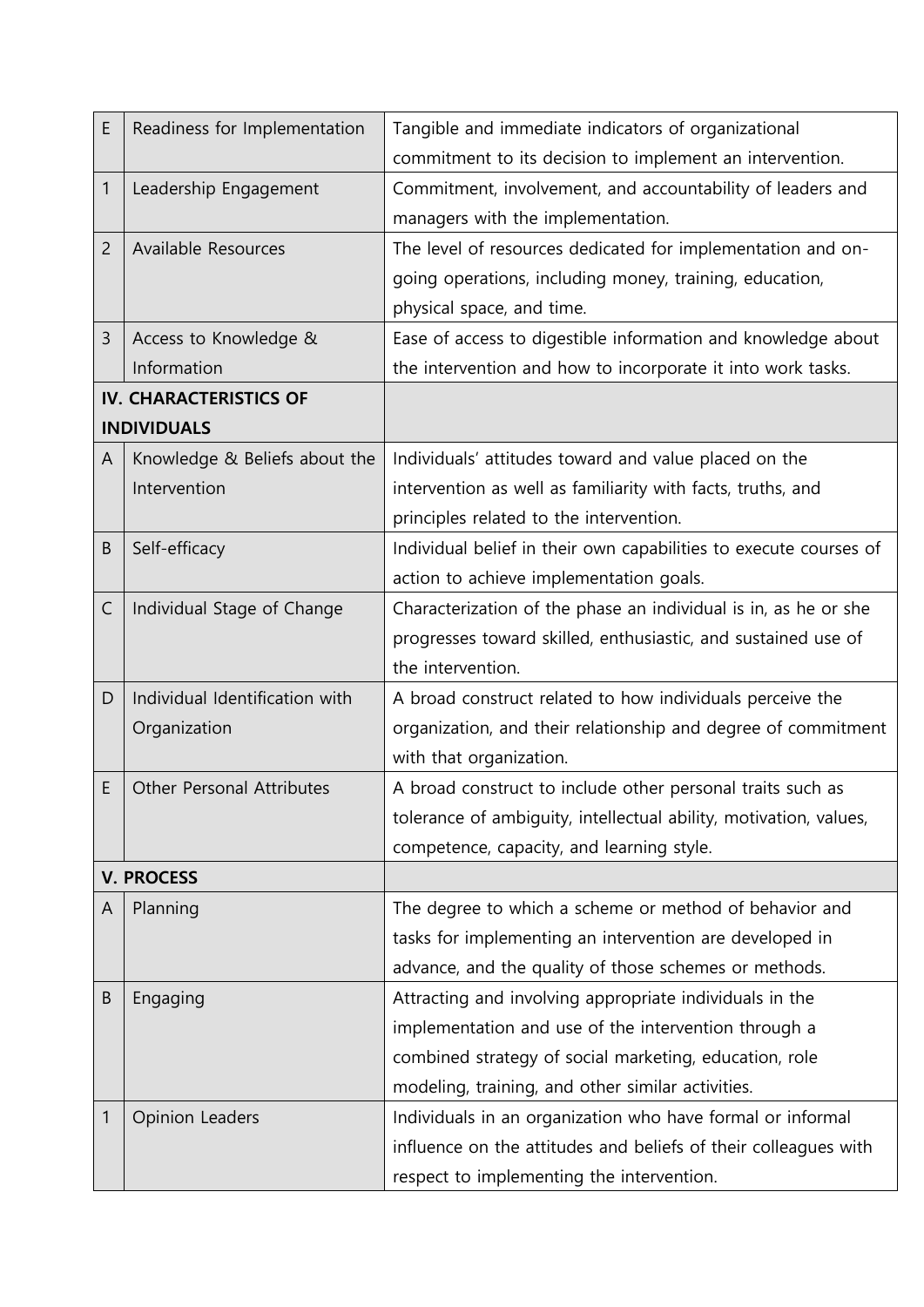| | | |
|---|---|---|
| E | Readiness for Implementation | Tangible and immediate indicators of organizational commitment to its decision to implement an intervention. |
| 1 | Leadership Engagement | Commitment, involvement, and accountability of leaders and managers with the implementation. |
| 2 | Available Resources | The level of resources dedicated for implementation and on-going operations, including money, training, education, physical space, and time. |
| 3 | Access to Knowledge & Information | Ease of access to digestible information and knowledge about the intervention and how to incorporate it into work tasks. |
| **IV. CHARACTERISTICS OF INDIVIDUALS** | | |
| A | Knowledge & Beliefs about the Intervention | Individuals' attitudes toward and value placed on the intervention as well as familiarity with facts, truths, and principles related to the intervention. |
| B | Self-efficacy | Individual belief in their own capabilities to execute courses of action to achieve implementation goals. |
| C | Individual Stage of Change | Characterization of the phase an individual is in, as he or she progresses toward skilled, enthusiastic, and sustained use of the intervention. |
| D | Individual Identification with Organization | A broad construct related to how individuals perceive the organization, and their relationship and degree of commitment with that organization. |
| E | Other Personal Attributes | A broad construct to include other personal traits such as tolerance of ambiguity, intellectual ability, motivation, values, competence, capacity, and learning style. |
| **V. PROCESS** | | |
| A | Planning | The degree to which a scheme or method of behavior and tasks for implementing an intervention are developed in advance, and the quality of those schemes or methods. |
| B | Engaging | Attracting and involving appropriate individuals in the implementation and use of the intervention through a combined strategy of social marketing, education, role modeling, training, and other similar activities. |
| 1 | Opinion Leaders | Individuals in an organization who have formal or informal influence on the attitudes and beliefs of their colleagues with respect to implementing the intervention. |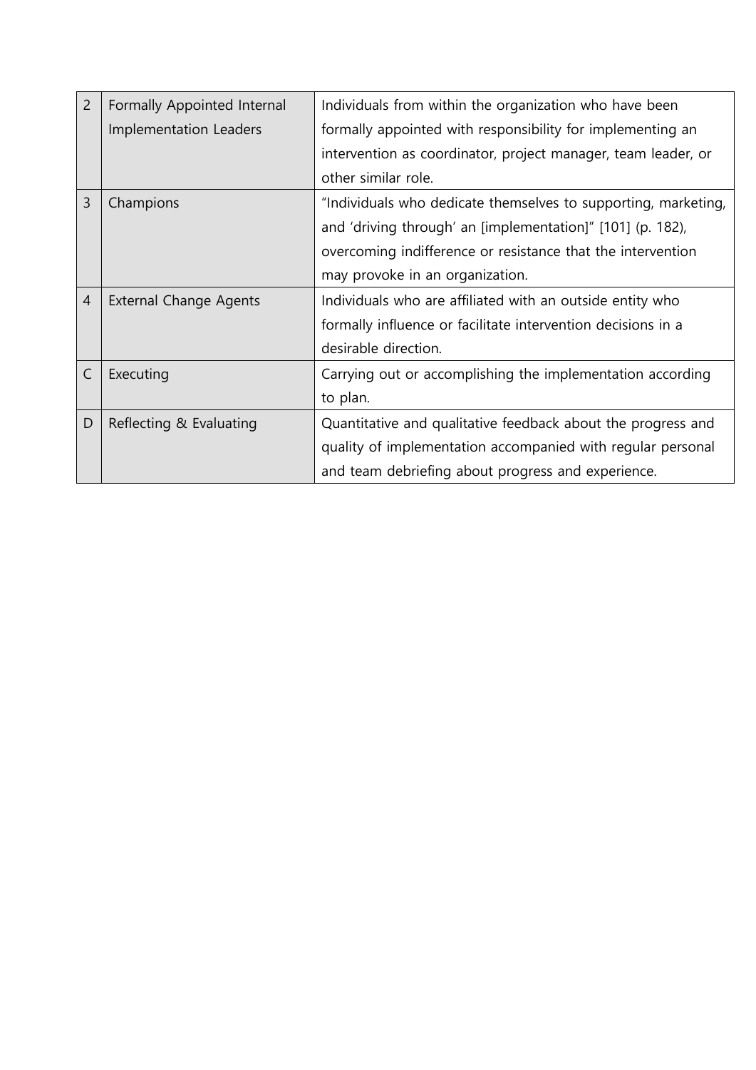| | | |
|---|---|---|
| 2 | Formally Appointed Internal Implementation Leaders | Individuals from within the organization who have been formally appointed with responsibility for implementing an intervention as coordinator, project manager, team leader, or other similar role. |
| 3 | Champions | "Individuals who dedicate themselves to supporting, marketing, and 'driving through' an [implementation]" [101] (p. 182), overcoming indifference or resistance that the intervention may provoke in an organization. |
| 4 | External Change Agents | Individuals who are affiliated with an outside entity who formally influence or facilitate intervention decisions in a desirable direction. |
| C | Executing | Carrying out or accomplishing the implementation according to plan. |
| D | Reflecting & Evaluating | Quantitative and qualitative feedback about the progress and quality of implementation accompanied with regular personal and team debriefing about progress and experience. |